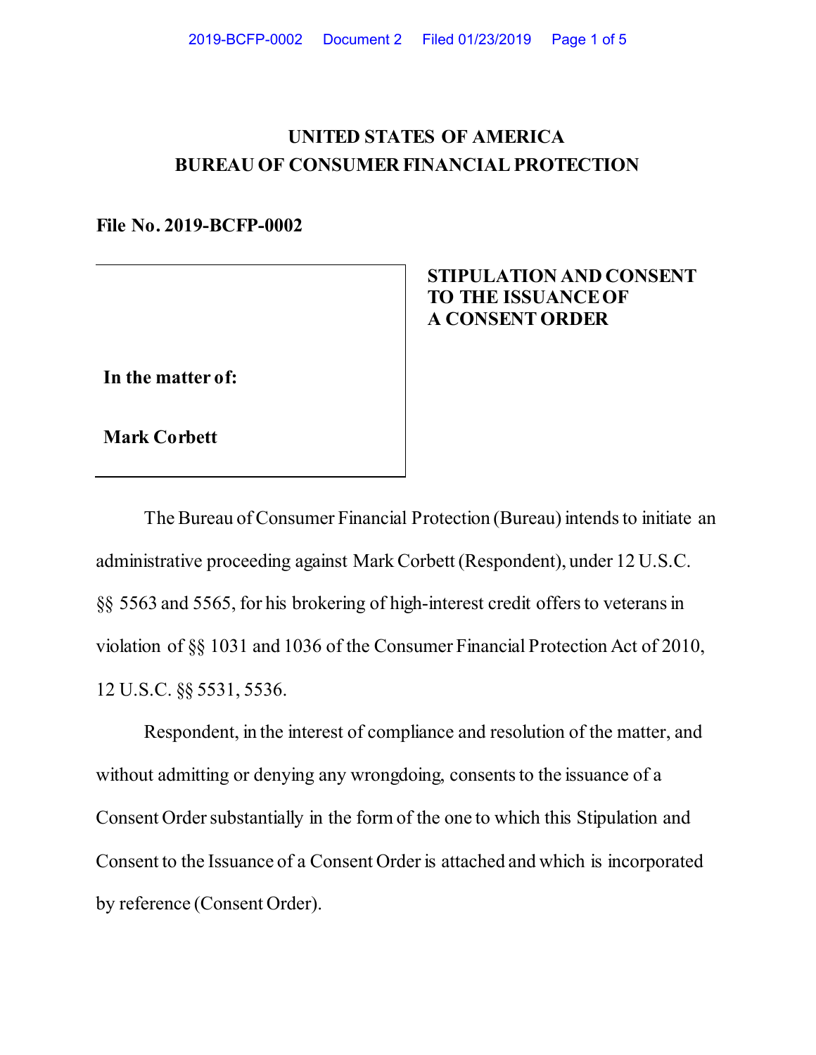# UNITED STATES OF AMERICA
# BUREAU OF CONSUMER FINANCIAL PROTECTION

**File No. 2019-BCFP-0002**

| **In the matter of:**<br><br>**Mark Corbett** | **STIPULATION AND CONSENT TO THE ISSUANCE OF A CONSENT ORDER** |
|---|---|

The Bureau of Consumer Financial Protection (Bureau) intends to initiate an administrative proceeding against Mark Corbett (Respondent), under 12 U.S.C. §§ 5563 and 5565, for his brokering of high-interest credit offers to veterans in violation of §§ 1031 and 1036 of the Consumer Financial Protection Act of 2010, 12 U.S.C. §§ 5531, 5536.

Respondent, in the interest of compliance and resolution of the matter, and without admitting or denying any wrongdoing, consents to the issuance of a Consent Order substantially in the form of the one to which this Stipulation and Consent to the Issuance of a Consent Order is attached and which is incorporated by reference (Consent Order).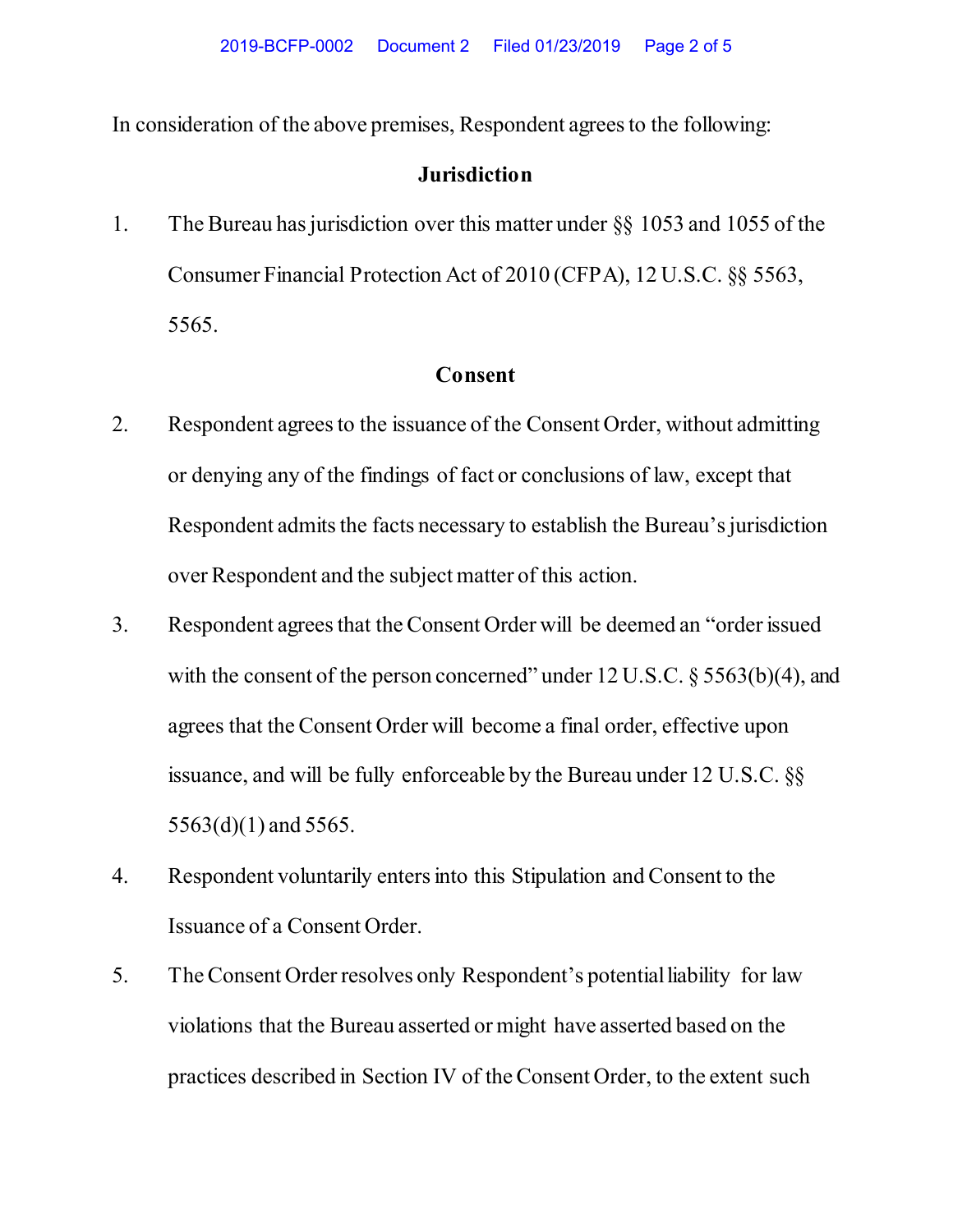In consideration of the above premises, Respondent agrees to the following:

**Jurisdiction**

1. The Bureau has jurisdiction over this matter under §§ 1053 and 1055 of the Consumer Financial Protection Act of 2010 (CFPA), 12 U.S.C. §§ 5563, 5565.

**Consent**

2. Respondent agrees to the issuance of the Consent Order, without admitting or denying any of the findings of fact or conclusions of law, except that Respondent admits the facts necessary to establish the Bureau's jurisdiction over Respondent and the subject matter of this action.

3. Respondent agrees that the Consent Order will be deemed an "order issued with the consent of the person concerned" under 12 U.S.C. § 5563(b)(4), and agrees that the Consent Order will become a final order, effective upon issuance, and will be fully enforceable by the Bureau under 12 U.S.C. §§ 5563(d)(1) and 5565.

4. Respondent voluntarily enters into this Stipulation and Consent to the Issuance of a Consent Order.

5. The Consent Order resolves only Respondent's potential liability for law violations that the Bureau asserted or might have asserted based on the practices described in Section IV of the Consent Order, to the extent such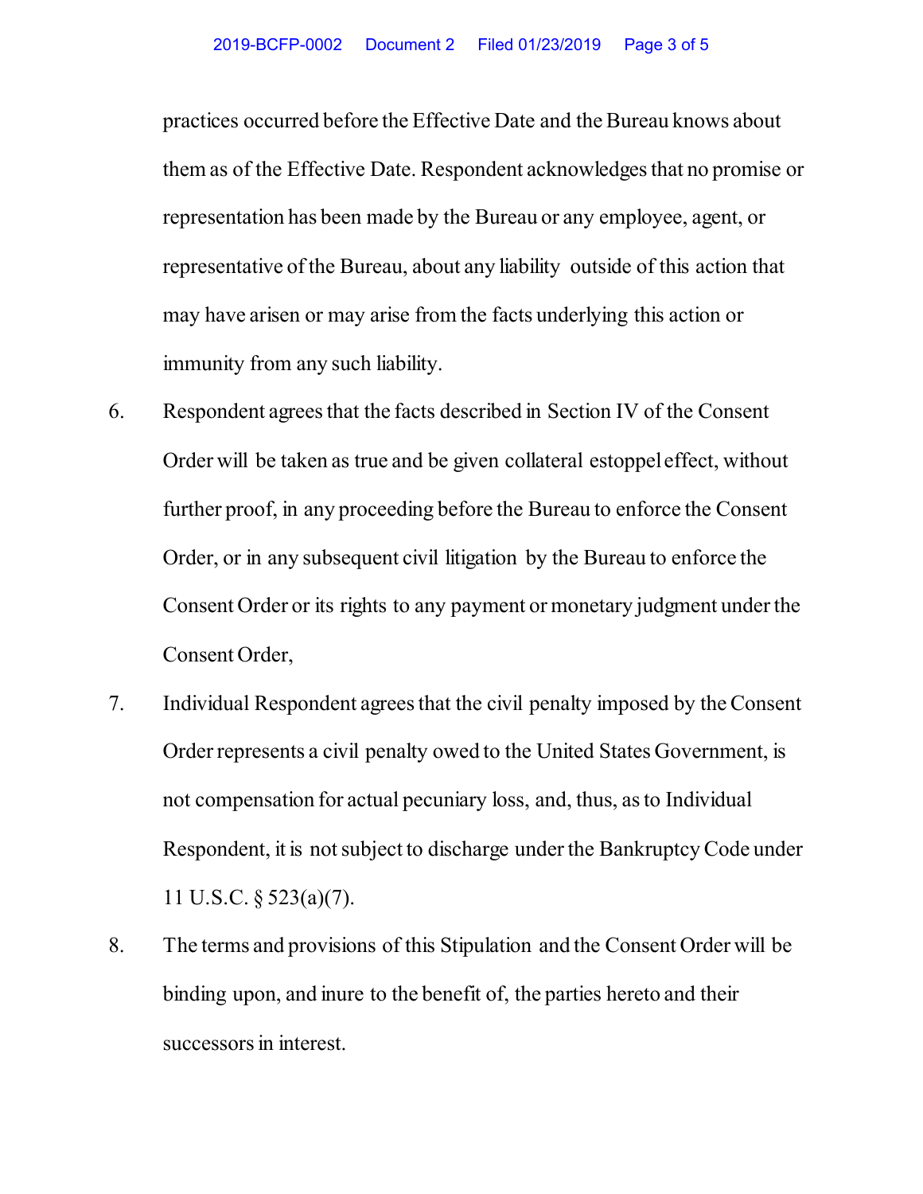practices occurred before the Effective Date and the Bureau knows about them as of the Effective Date. Respondent acknowledges that no promise or representation has been made by the Bureau or any employee, agent, or representative of the Bureau, about any liability outside of this action that may have arisen or may arise from the facts underlying this action or immunity from any such liability.

6. Respondent agrees that the facts described in Section IV of the Consent Order will be taken as true and be given collateral estoppel effect, without further proof, in any proceeding before the Bureau to enforce the Consent Order, or in any subsequent civil litigation by the Bureau to enforce the Consent Order or its rights to any payment or monetary judgment under the Consent Order,

7. Individual Respondent agrees that the civil penalty imposed by the Consent Order represents a civil penalty owed to the United States Government, is not compensation for actual pecuniary loss, and, thus, as to Individual Respondent, it is not subject to discharge under the Bankruptcy Code under 11 U.S.C. § 523(a)(7).

8. The terms and provisions of this Stipulation and the Consent Order will be binding upon, and inure to the benefit of, the parties hereto and their successors in interest.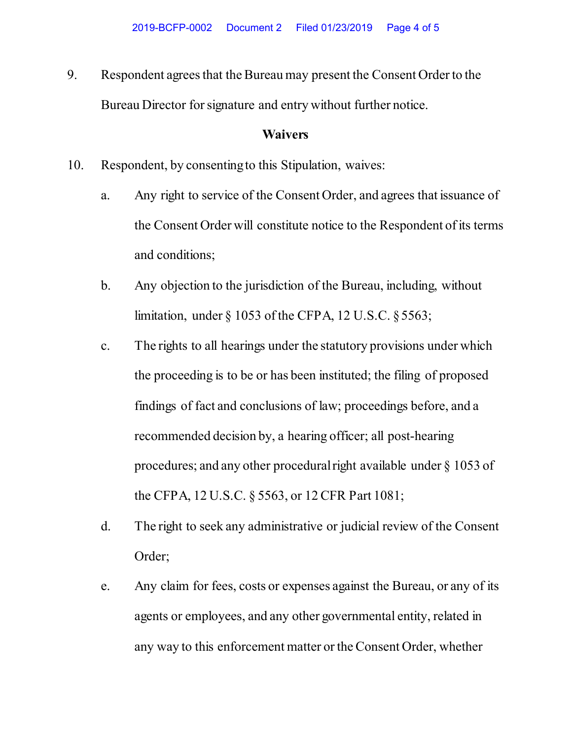9. Respondent agrees that the Bureau may present the Consent Order to the Bureau Director for signature and entry without further notice.

**Waivers**

10. Respondent, by consenting to this Stipulation, waives:

    a. Any right to service of the Consent Order, and agrees that issuance of the Consent Order will constitute notice to the Respondent of its terms and conditions;

    b. Any objection to the jurisdiction of the Bureau, including, without limitation, under § 1053 of the CFPA, 12 U.S.C. § 5563;

    c. The rights to all hearings under the statutory provisions under which the proceeding is to be or has been instituted; the filing of proposed findings of fact and conclusions of law; proceedings before, and a recommended decision by, a hearing officer; all post-hearing procedures; and any other procedural right available under § 1053 of the CFPA, 12 U.S.C. § 5563, or 12 CFR Part 1081;

    d. The right to seek any administrative or judicial review of the Consent Order;

    e. Any claim for fees, costs or expenses against the Bureau, or any of its agents or employees, and any other governmental entity, related in any way to this enforcement matter or the Consent Order, whether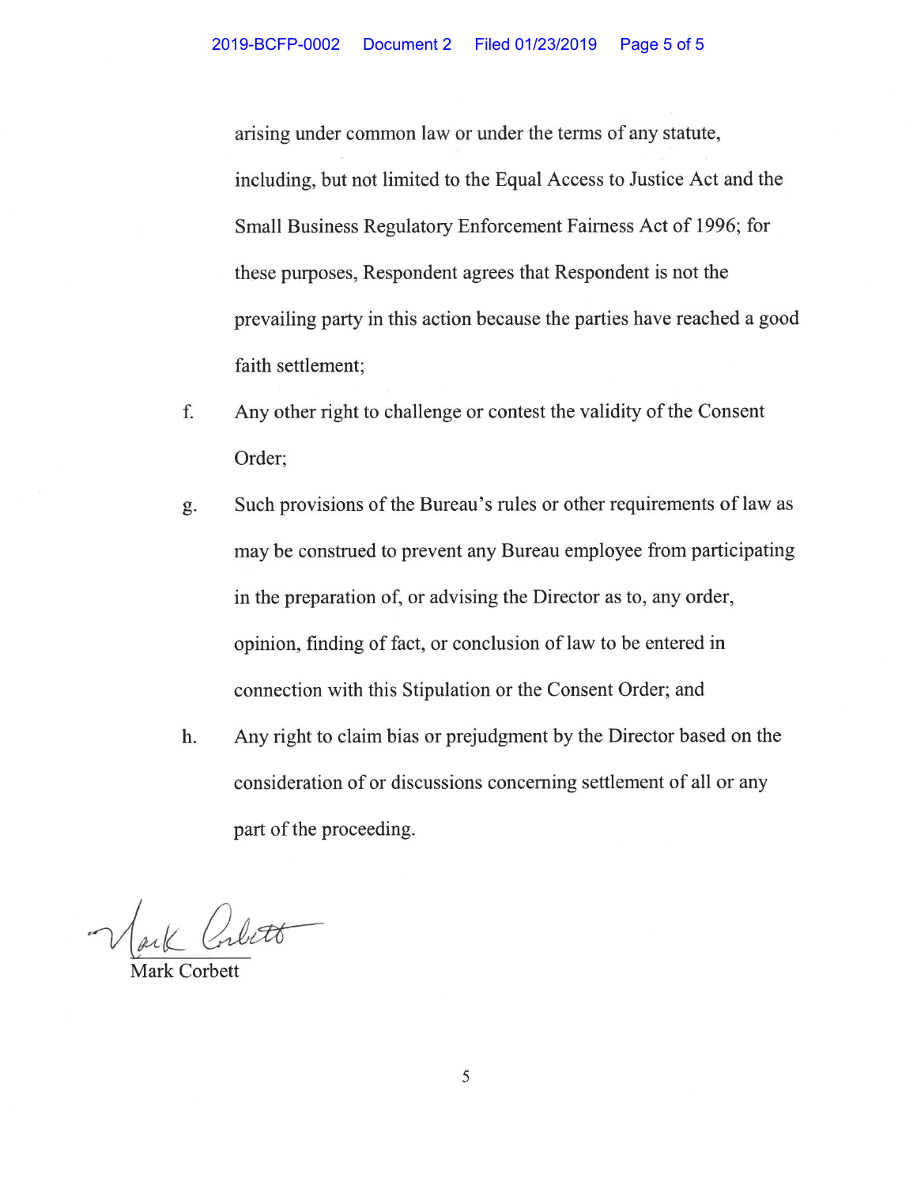arising under common law or under the terms of any statute, including, but not limited to the Equal Access to Justice Act and the Small Business Regulatory Enforcement Fairness Act of 1996; for these purposes, Respondent agrees that Respondent is not the prevailing party in this action because the parties have reached a good faith settlement;

f. Any other right to challenge or contest the validity of the Consent Order;

g. Such provisions of the Bureau's rules or other requirements of law as may be construed to prevent any Bureau employee from participating in the preparation of, or advising the Director as to, any order, opinion, finding of fact, or conclusion of law to be entered in connection with this Stipulation or the Consent Order; and

h. Any right to claim bias or prejudgment by the Director based on the consideration of or discussions concerning settlement of all or any part of the proceeding.

Mark Corbett